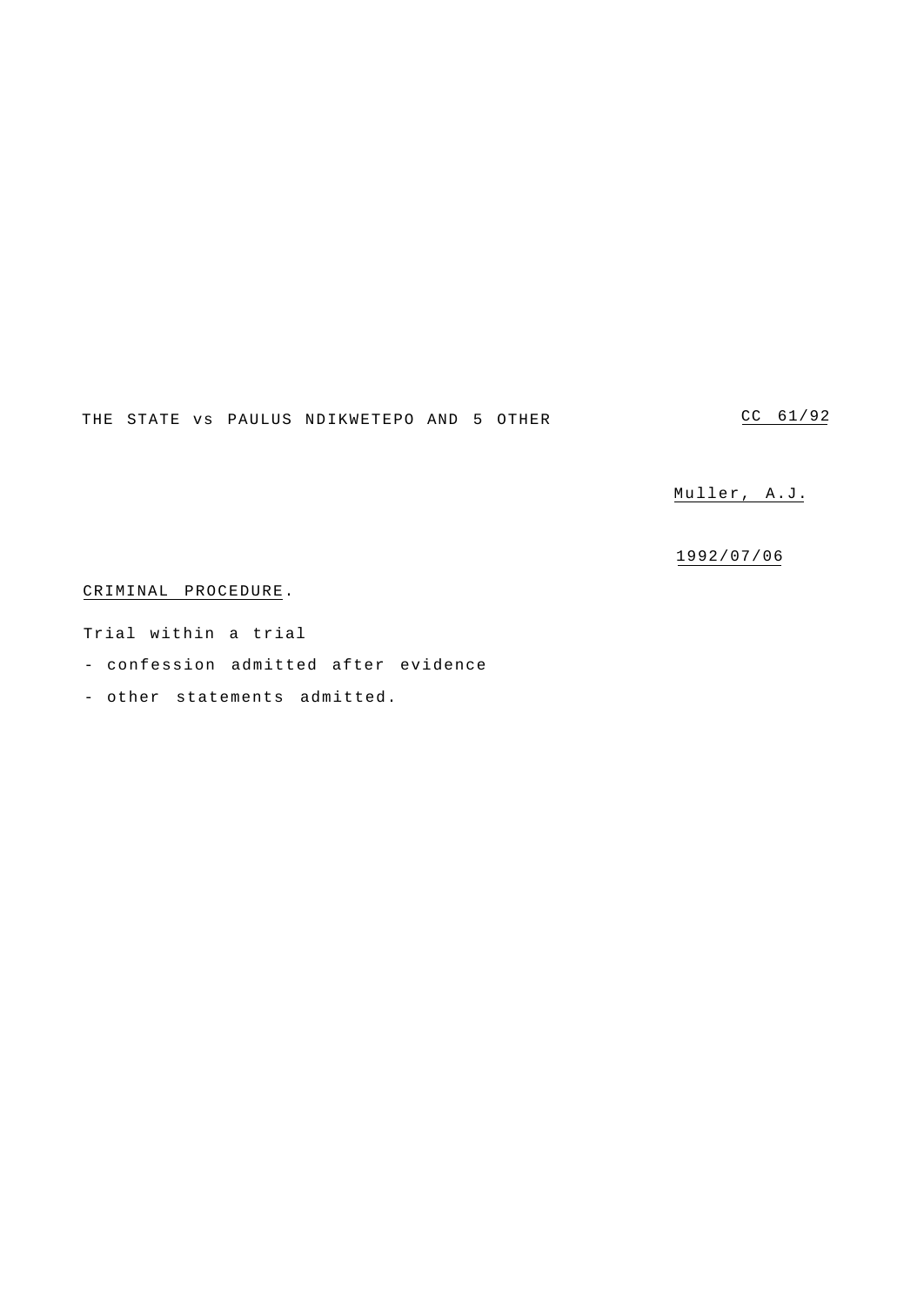THE STATE vs PAULUS NDIKWETEPO AND 5 OTHER CC 61/92

Muller, A.J.

1992/07/06

CRIMINAL PROCEDURE.

Trial within a trial

- confession admitted after evidence
- other statements admitted.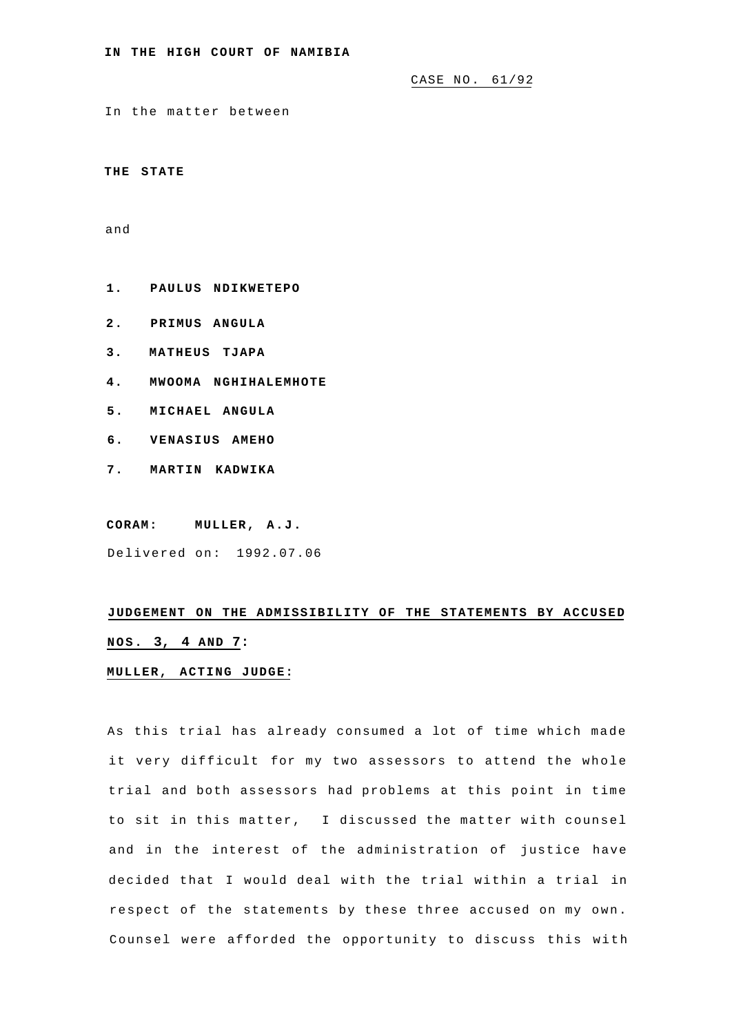**IN THE HIGH COURT OF NAMIBIA**

CASE NO. 61/92

In the matter between

**THE STATE**

and

1. **PAULUS NDIKWETEPO**
2. **PRIMUS ANGULA**
3. **MATHEUS TJAPA**
4. **MWOOMA NGHIHALEMHOTE**
5. **MICHAEL ANGULA**
6. **VENASIUS AMEHO**
7. **MARTIN KADWIKA**

**CORAM: MULLER, A.J.**

Delivered on: 1992.07.06

**JUDGEMENT ON THE ADMISSIBILITY OF THE STATEMENTS BY ACCUSED NOS. 3, 4 AND 7:**

**MULLER, ACTING JUDGE:**

As this trial has already consumed a lot of time which made it very difficult for my two assessors to attend the whole trial and both assessors had problems at this point in time to sit in this matter, I discussed the matter with counsel and in the interest of the administration of justice have decided that I would deal with the trial within a trial in respect of the statements by these three accused on my own. Counsel were afforded the opportunity to discuss this with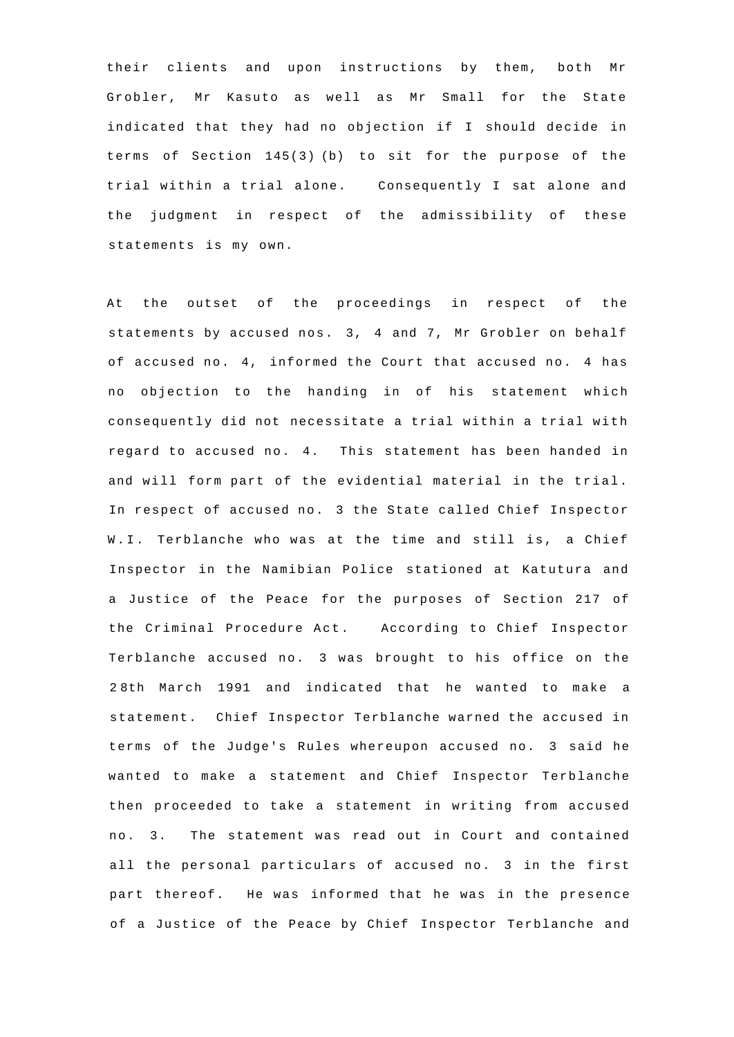their clients and upon instructions by them, both Mr Grobler, Mr Kasuto as well as Mr Small for the State indicated that they had no objection if I should decide in terms of Section 145(3)(b) to sit for the purpose of the trial within a trial alone. Consequently I sat alone and the judgment in respect of the admissibility of these statements is my own.

At the outset of the proceedings in respect of the statements by accused nos. 3, 4 and 7, Mr Grobler on behalf of accused no. 4, informed the Court that accused no. 4 has no objection to the handing in of his statement which consequently did not necessitate a trial within a trial with regard to accused no. 4. This statement has been handed in and will form part of the evidential material in the trial. In respect of accused no. 3 the State called Chief Inspector W.I. Terblanche who was at the time and still is, a Chief Inspector in the Namibian Police stationed at Katutura and a Justice of the Peace for the purposes of Section 217 of the Criminal Procedure Act. According to Chief Inspector Terblanche accused no. 3 was brought to his office on the 28th March 1991 and indicated that he wanted to make a statement. Chief Inspector Terblanche warned the accused in terms of the Judge's Rules whereupon accused no. 3 said he wanted to make a statement and Chief Inspector Terblanche then proceeded to take a statement in writing from accused no. 3. The statement was read out in Court and contained all the personal particulars of accused no. 3 in the first part thereof. He was informed that he was in the presence of a Justice of the Peace by Chief Inspector Terblanche and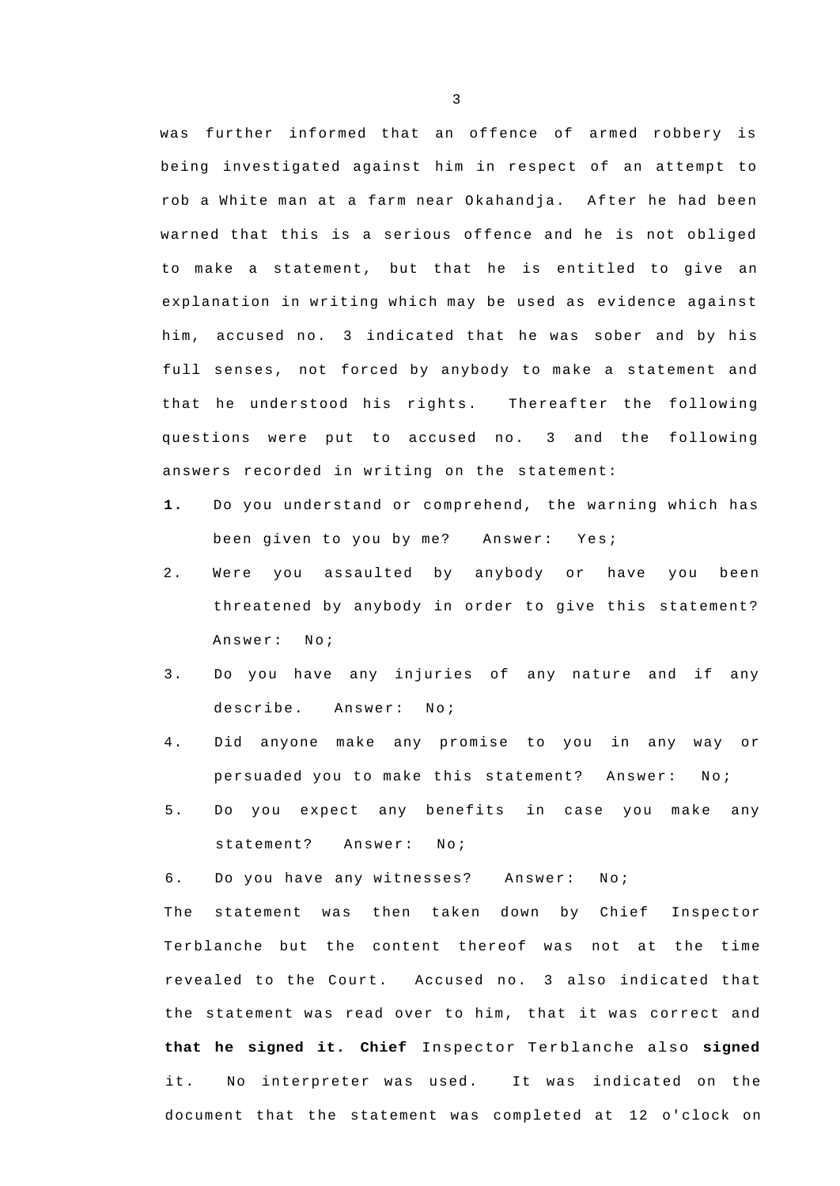was further informed that an offence of armed robbery is being investigated against him in respect of an attempt to rob a White man at a farm near Okahandja. After he had been warned that this is a serious offence and he is not obliged to make a statement, but that he is entitled to give an explanation in writing which may be used as evidence against him, accused no. 3 indicated that he was sober and by his full senses, not forced by anybody to make a statement and that he understood his rights. Thereafter the following questions were put to accused no. 3 and the following answers recorded in writing on the statement:

1. Do you understand or comprehend, the warning which has been given to you by me? Answer: Yes;
2. Were you assaulted by anybody or have you been threatened by anybody in order to give this statement? Answer: No;
3. Do you have any injuries of any nature and if any describe. Answer: No;
4. Did anyone make any promise to you in any way or persuaded you to make this statement? Answer: No;
5. Do you expect any benefits in case you make any statement? Answer: No;
6. Do you have any witnesses? Answer: No;

The statement was then taken down by Chief Inspector Terblanche but the content thereof was not at the time revealed to the Court. Accused no. 3 also indicated that the statement was read over to him, that it was correct and **that he signed it. Chief** Inspector Terblanche also **signed** it. No interpreter was used. It was indicated on the document that the statement was completed at 12 o'clock on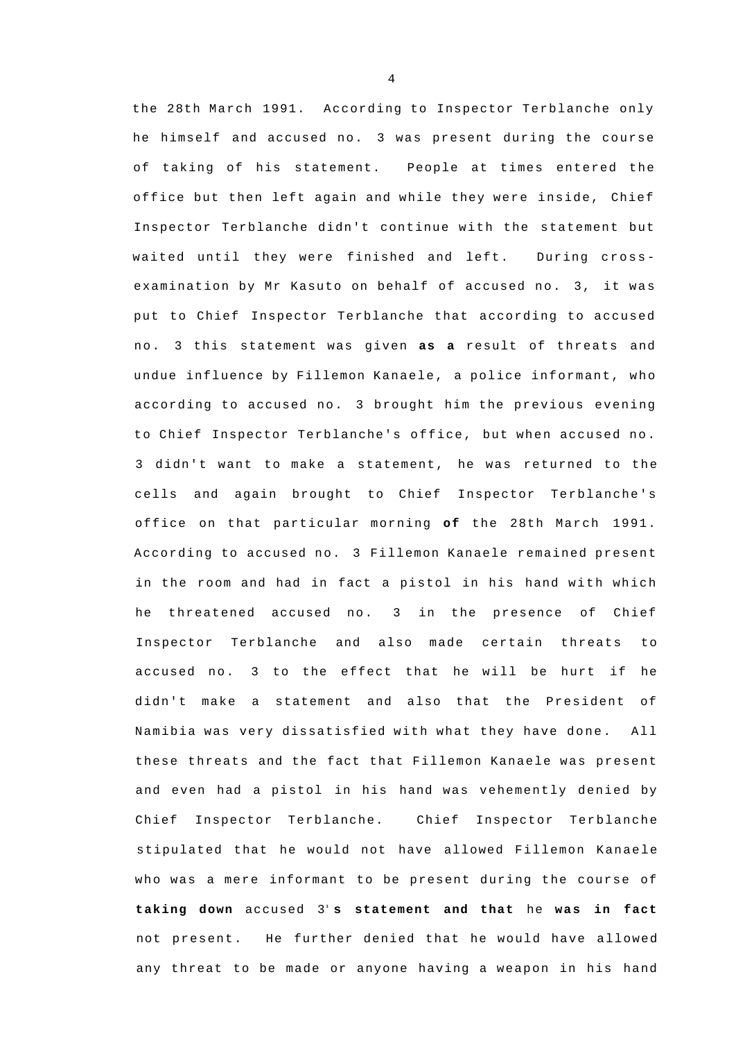the 28th March 1991. According to Inspector Terblanche only he himself and accused no. 3 was present during the course of taking of his statement. People at times entered the office but then left again and while they were inside, Chief Inspector Terblanche didn't continue with the statement but waited until they were finished and left. During cross-examination by Mr Kasuto on behalf of accused no. 3, it was put to Chief Inspector Terblanche that according to accused no. 3 this statement was given **as a** result of threats and undue influence by Fillemon Kanaele, a police informant, who according to accused no. 3 brought him the previous evening to Chief Inspector Terblanche's office, but when accused no. 3 didn't want to make a statement, he was returned to the cells and again brought to Chief Inspector Terblanche's office on that particular morning **of** the 28th March 1991. According to accused no. 3 Fillemon Kanaele remained present in the room and had in fact a pistol in his hand with which he threatened accused no. 3 in the presence of Chief Inspector Terblanche and also made certain threats to accused no. 3 to the effect that he will be hurt if he didn't make a statement and also that the President of Namibia was very dissatisfied with what they have done. All these threats and the fact that Fillemon Kanaele was present and even had a pistol in his hand was vehemently denied by Chief Inspector Terblanche. Chief Inspector Terblanche stipulated that he would not have allowed Fillemon Kanaele who was a mere informant to be present during the course of **taking down** accused 3'**s statement and that** he **was in fact** not present. He further denied that he would have allowed any threat to be made or anyone having a weapon in his hand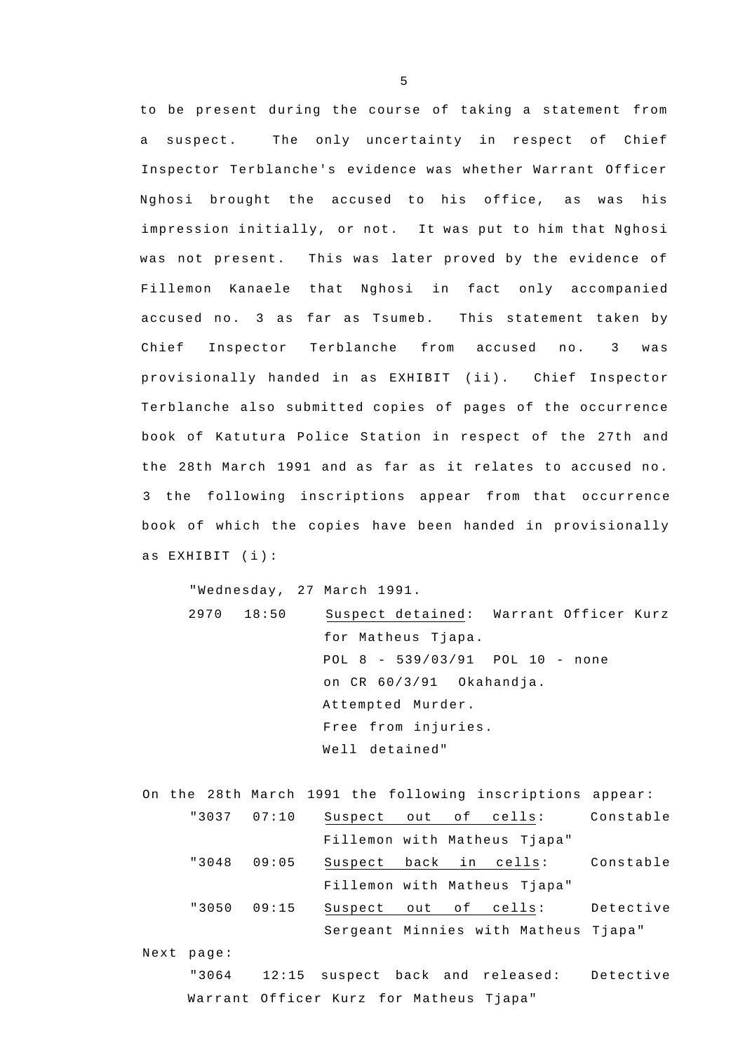to be present during the course of taking a statement from a suspect. The only uncertainty in respect of Chief Inspector Terblanche's evidence was whether Warrant Officer Nghosi brought the accused to his office, as was his impression initially, or not. It was put to him that Nghosi was not present. This was later proved by the evidence of Fillemon Kanaele that Nghosi in fact only accompanied accused no. 3 as far as Tsumeb. This statement taken by Chief Inspector Terblanche from accused no. 3 was provisionally handed in as EXHIBIT (ii). Chief Inspector Terblanche also submitted copies of pages of the occurrence book of Katutura Police Station in respect of the 27th and the 28th March 1991 and as far as it relates to accused no. 3 the following inscriptions appear from that occurrence book of which the copies have been handed in provisionally as EXHIBIT (i):

> "Wednesday, 27 March 1991.
>
> 2970 18:50 Suspect detained: Warrant Officer Kurz for Matheus Tjapa.
> POL 8 - 539/03/91 POL 10 - none
> on CR 60/3/91 Okahandja.
> Attempted Murder.
> Free from injuries.
> Well detained"

On the 28th March 1991 the following inscriptions appear:

> "3037 07:10 Suspect out of cells: Constable Fillemon with Matheus Tjapa"
>
> "3048 09:05 Suspect back in cells: Constable Fillemon with Matheus Tjapa"
>
> "3050 09:15 Suspect out of cells: Detective Sergeant Minnies with Matheus Tjapa"

Next page:

> "3064 12:15 suspect back and released: Detective Warrant Officer Kurz for Matheus Tjapa"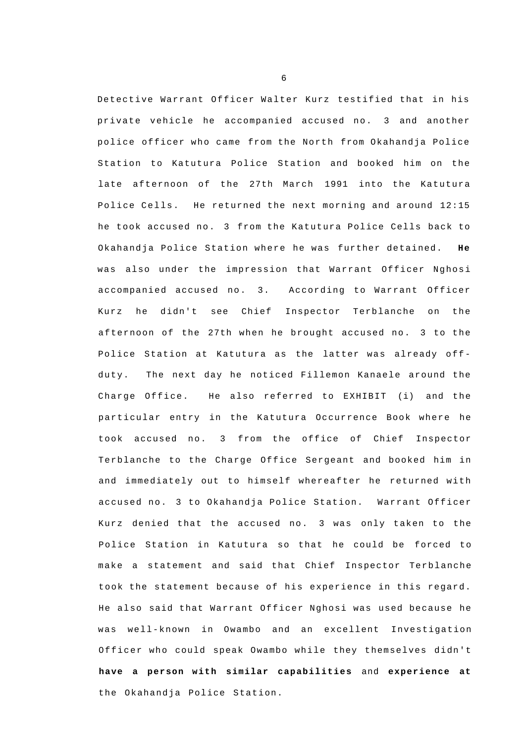Detective Warrant Officer Walter Kurz testified that in his private vehicle he accompanied accused no. 3 and another police officer who came from the North from Okahandja Police Station to Katutura Police Station and booked him on the late afternoon of the 27th March 1991 into the Katutura Police Cells. He returned the next morning and around 12:15 he took accused no. 3 from the Katutura Police Cells back to Okahandja Police Station where he was further detained. **He** was also under the impression that Warrant Officer Nghosi accompanied accused no. 3. According to Warrant Officer Kurz he didn't see Chief Inspector Terblanche on the afternoon of the 27th when he brought accused no. 3 to the Police Station at Katutura as the latter was already off-duty. The next day he noticed Fillemon Kanaele around the Charge Office. He also referred to EXHIBIT (i) and the particular entry in the Katutura Occurrence Book where he took accused no. 3 from the office of Chief Inspector Terblanche to the Charge Office Sergeant and booked him in and immediately out to himself whereafter he returned with accused no. 3 to Okahandja Police Station. Warrant Officer Kurz denied that the accused no. 3 was only taken to the Police Station in Katutura so that he could be forced to make a statement and said that Chief Inspector Terblanche took the statement because of his experience in this regard. He also said that Warrant Officer Nghosi was used because he was well-known in Owambo and an excellent Investigation Officer who could speak Owambo while they themselves didn't **have a person with similar capabilities** and **experience at** the Okahandja Police Station.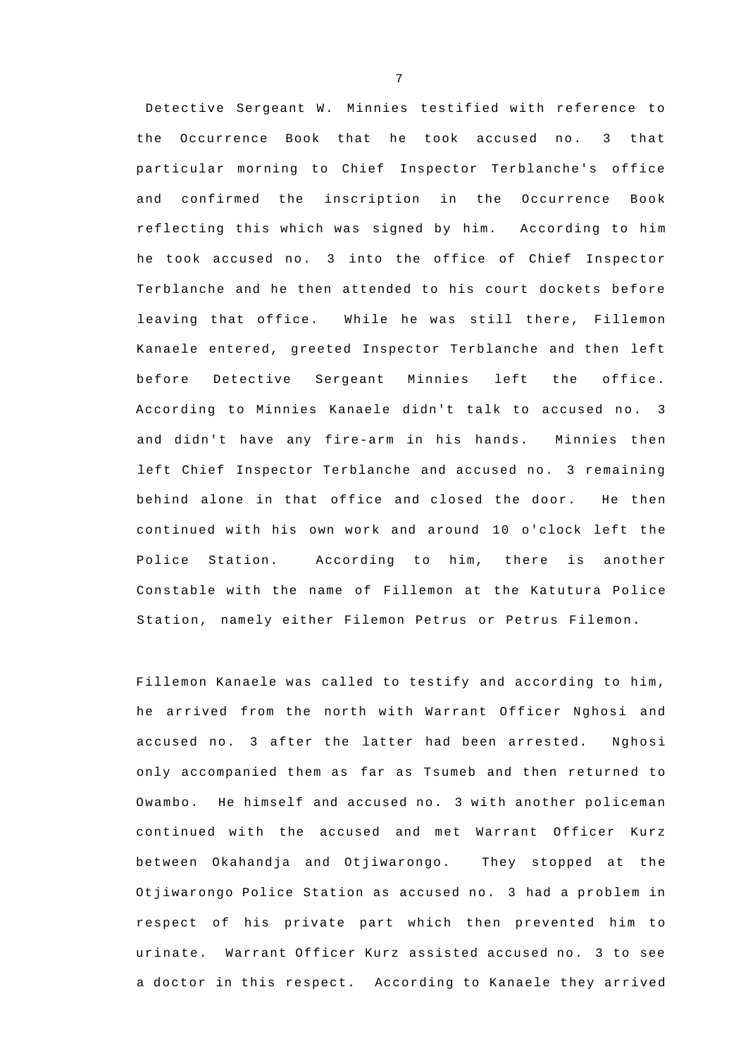Detective Sergeant W. Minnies testified with reference to the Occurrence Book that he took accused no. 3 that particular morning to Chief Inspector Terblanche's office and confirmed the inscription in the Occurrence Book reflecting this which was signed by him. According to him he took accused no. 3 into the office of Chief Inspector Terblanche and he then attended to his court dockets before leaving that office. While he was still there, Fillemon Kanaele entered, greeted Inspector Terblanche and then left before Detective Sergeant Minnies left the office. According to Minnies Kanaele didn't talk to accused no. 3 and didn't have any fire-arm in his hands. Minnies then left Chief Inspector Terblanche and accused no. 3 remaining behind alone in that office and closed the door. He then continued with his own work and around 10 o'clock left the Police Station. According to him, there is another Constable with the name of Fillemon at the Katutura Police Station, namely either Filemon Petrus or Petrus Filemon.

Fillemon Kanaele was called to testify and according to him, he arrived from the north with Warrant Officer Nghosi and accused no. 3 after the latter had been arrested. Nghosi only accompanied them as far as Tsumeb and then returned to Owambo. He himself and accused no. 3 with another policeman continued with the accused and met Warrant Officer Kurz between Okahandja and Otjiwarongo. They stopped at the Otjiwarongo Police Station as accused no. 3 had a problem in respect of his private part which then prevented him to urinate. Warrant Officer Kurz assisted accused no. 3 to see a doctor in this respect. According to Kanaele they arrived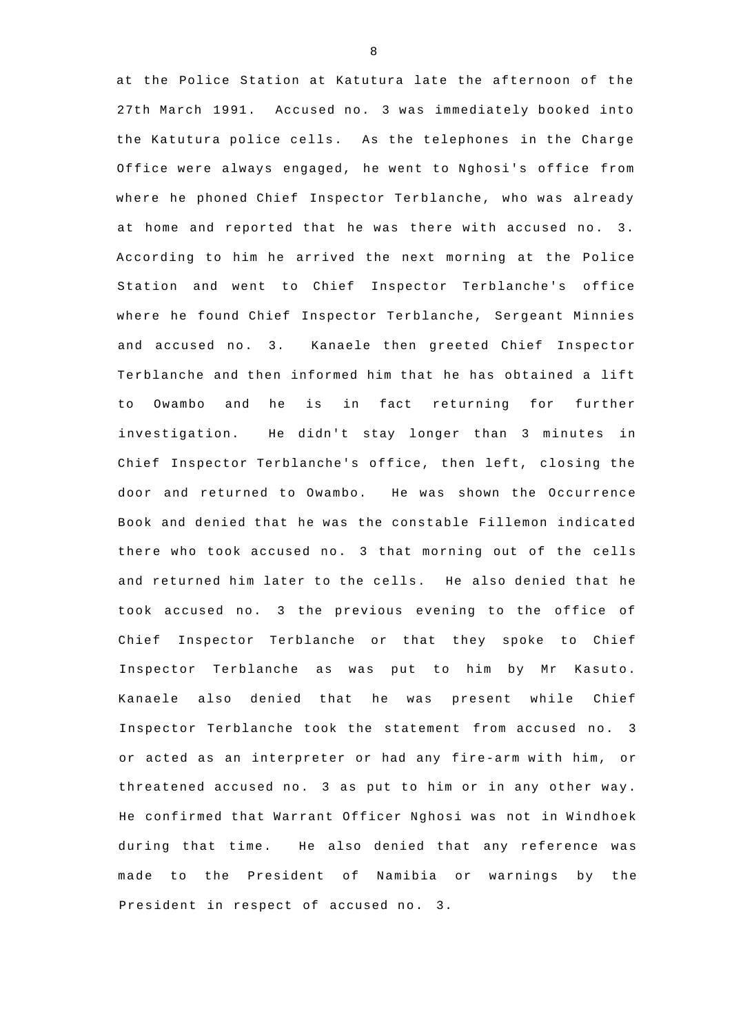at the Police Station at Katutura late the afternoon of the 27th March 1991. Accused no. 3 was immediately booked into the Katutura police cells. As the telephones in the Charge Office were always engaged, he went to Nghosi's office from where he phoned Chief Inspector Terblanche, who was already at home and reported that he was there with accused no. 3. According to him he arrived the next morning at the Police Station and went to Chief Inspector Terblanche's office where he found Chief Inspector Terblanche, Sergeant Minnies and accused no. 3. Kanaele then greeted Chief Inspector Terblanche and then informed him that he has obtained a lift to Owambo and he is in fact returning for further investigation. He didn't stay longer than 3 minutes in Chief Inspector Terblanche's office, then left, closing the door and returned to Owambo. He was shown the Occurrence Book and denied that he was the constable Fillemon indicated there who took accused no. 3 that morning out of the cells and returned him later to the cells. He also denied that he took accused no. 3 the previous evening to the office of Chief Inspector Terblanche or that they spoke to Chief Inspector Terblanche as was put to him by Mr Kasuto. Kanaele also denied that he was present while Chief Inspector Terblanche took the statement from accused no. 3 or acted as an interpreter or had any fire-arm with him, or threatened accused no. 3 as put to him or in any other way. He confirmed that Warrant Officer Nghosi was not in Windhoek during that time. He also denied that any reference was made to the President of Namibia or warnings by the President in respect of accused no. 3.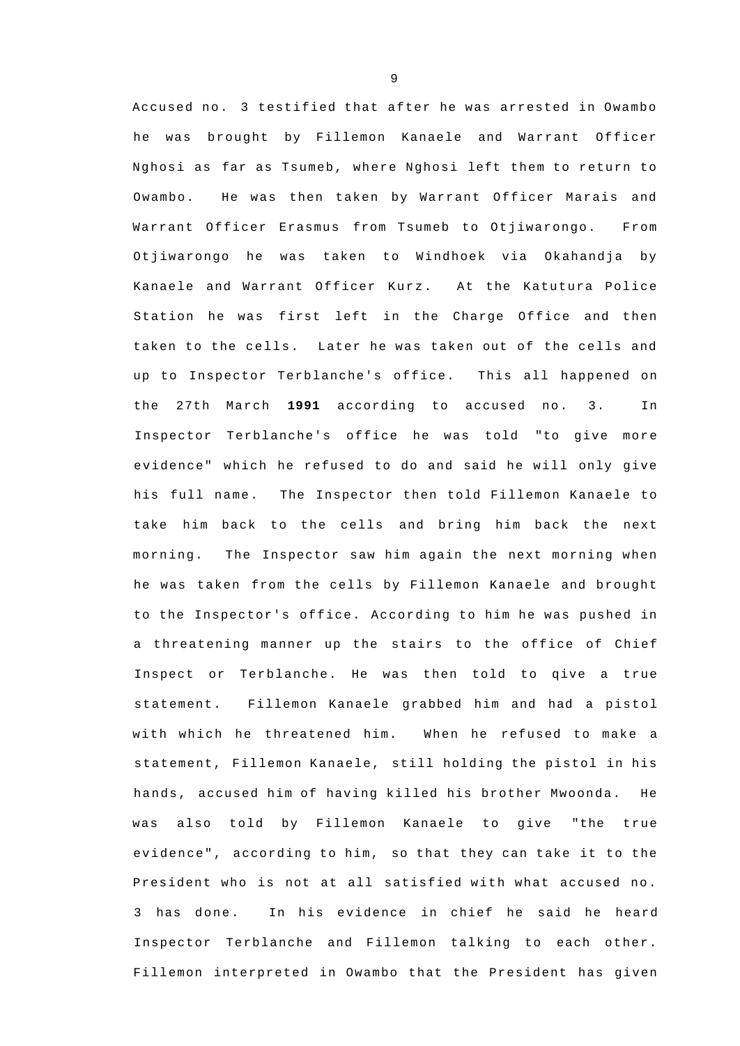Accused no. 3 testified that after he was arrested in Owambo he was brought by Fillemon Kanaele and Warrant Officer Nghosi as far as Tsumeb, where Nghosi left them to return to Owambo. He was then taken by Warrant Officer Marais and Warrant Officer Erasmus from Tsumeb to Otjiwarongo. From Otjiwarongo he was taken to Windhoek via Okahandja by Kanaele and Warrant Officer Kurz. At the Katutura Police Station he was first left in the Charge Office and then taken to the cells. Later he was taken out of the cells and up to Inspector Terblanche's office. This all happened on the 27th March **1991** according to accused no. 3. In Inspector Terblanche's office he was told "to give more evidence" which he refused to do and said he will only give his full name. The Inspector then told Fillemon Kanaele to take him back to the cells and bring him back the next morning. The Inspector saw him again the next morning when he was taken from the cells by Fillemon Kanaele and brought to the Inspector's office. According to him he was pushed in a threatening manner up the stairs to the office of Chief Inspect or Terblanche. He was then told to qive a true statement. Fillemon Kanaele grabbed him and had a pistol with which he threatened him. When he refused to make a statement, Fillemon Kanaele, still holding the pistol in his hands, accused him of having killed his brother Mwoonda. He was also told by Fillemon Kanaele to give "the true evidence", according to him, so that they can take it to the President who is not at all satisfied with what accused no. 3 has done. In his evidence in chief he said he heard Inspector Terblanche and Fillemon talking to each other. Fillemon interpreted in Owambo that the President has given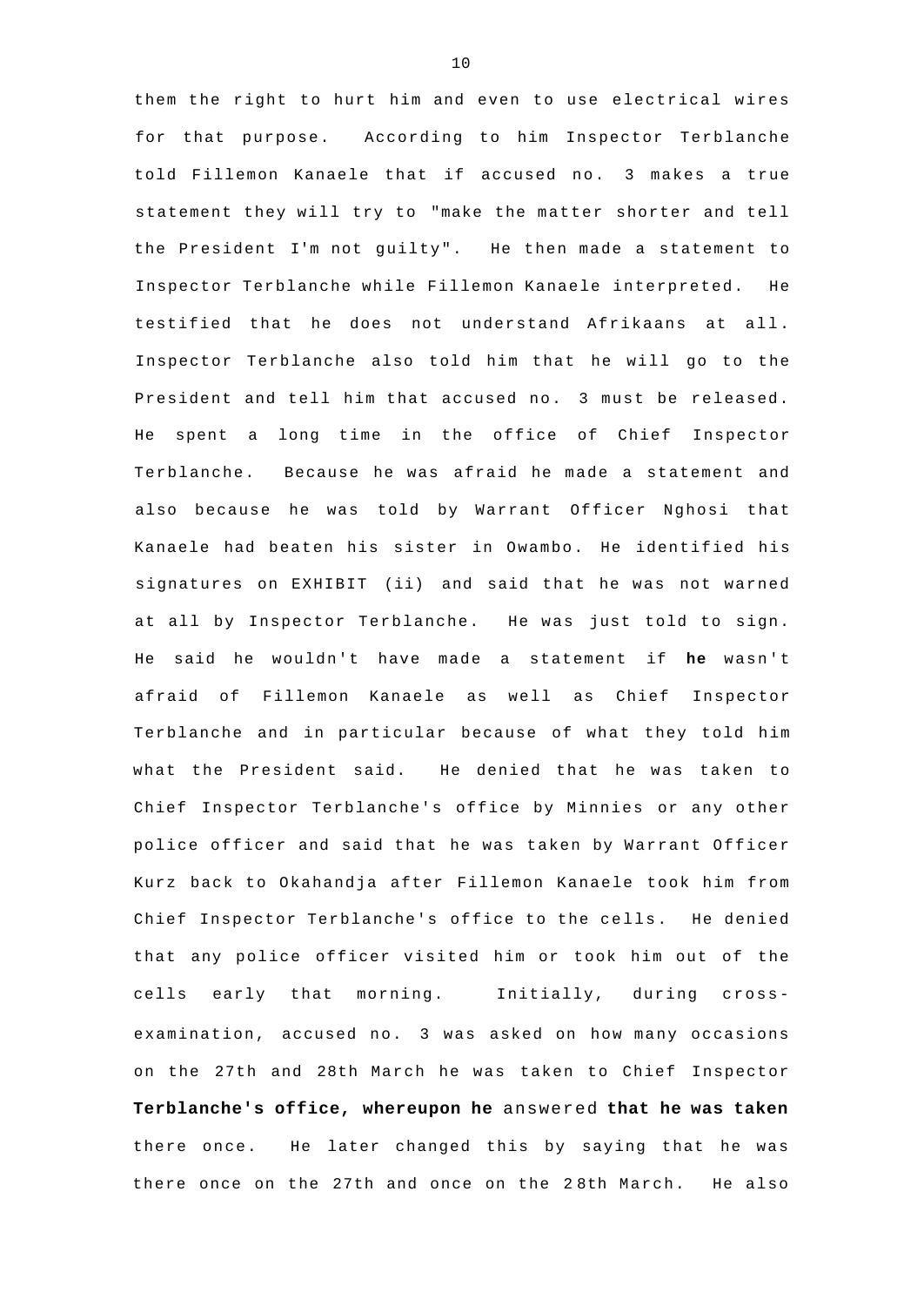them the right to hurt him and even to use electrical wires for that purpose. According to him Inspector Terblanche told Fillemon Kanaele that if accused no. 3 makes a true statement they will try to "make the matter shorter and tell the President I'm not guilty". He then made a statement to Inspector Terblanche while Fillemon Kanaele interpreted. He testified that he does not understand Afrikaans at all. Inspector Terblanche also told him that he will go to the President and tell him that accused no. 3 must be released. He spent a long time in the office of Chief Inspector Terblanche. Because he was afraid he made a statement and also because he was told by Warrant Officer Nghosi that Kanaele had beaten his sister in Owambo. He identified his signatures on EXHIBIT (ii) and said that he was not warned at all by Inspector Terblanche. He was just told to sign. He said he wouldn't have made a statement if **he** wasn't afraid of Fillemon Kanaele as well as Chief Inspector Terblanche and in particular because of what they told him what the President said. He denied that he was taken to Chief Inspector Terblanche's office by Minnies or any other police officer and said that he was taken by Warrant Officer Kurz back to Okahandja after Fillemon Kanaele took him from Chief Inspector Terblanche's office to the cells. He denied that any police officer visited him or took him out of the cells early that morning. Initially, during cross-examination, accused no. 3 was asked on how many occasions on the 27th and 28th March he was taken to Chief Inspector **Terblanche's office, whereupon he** answered **that he was taken** there once. He later changed this by saying that he was there once on the 27th and once on the 28th March. He also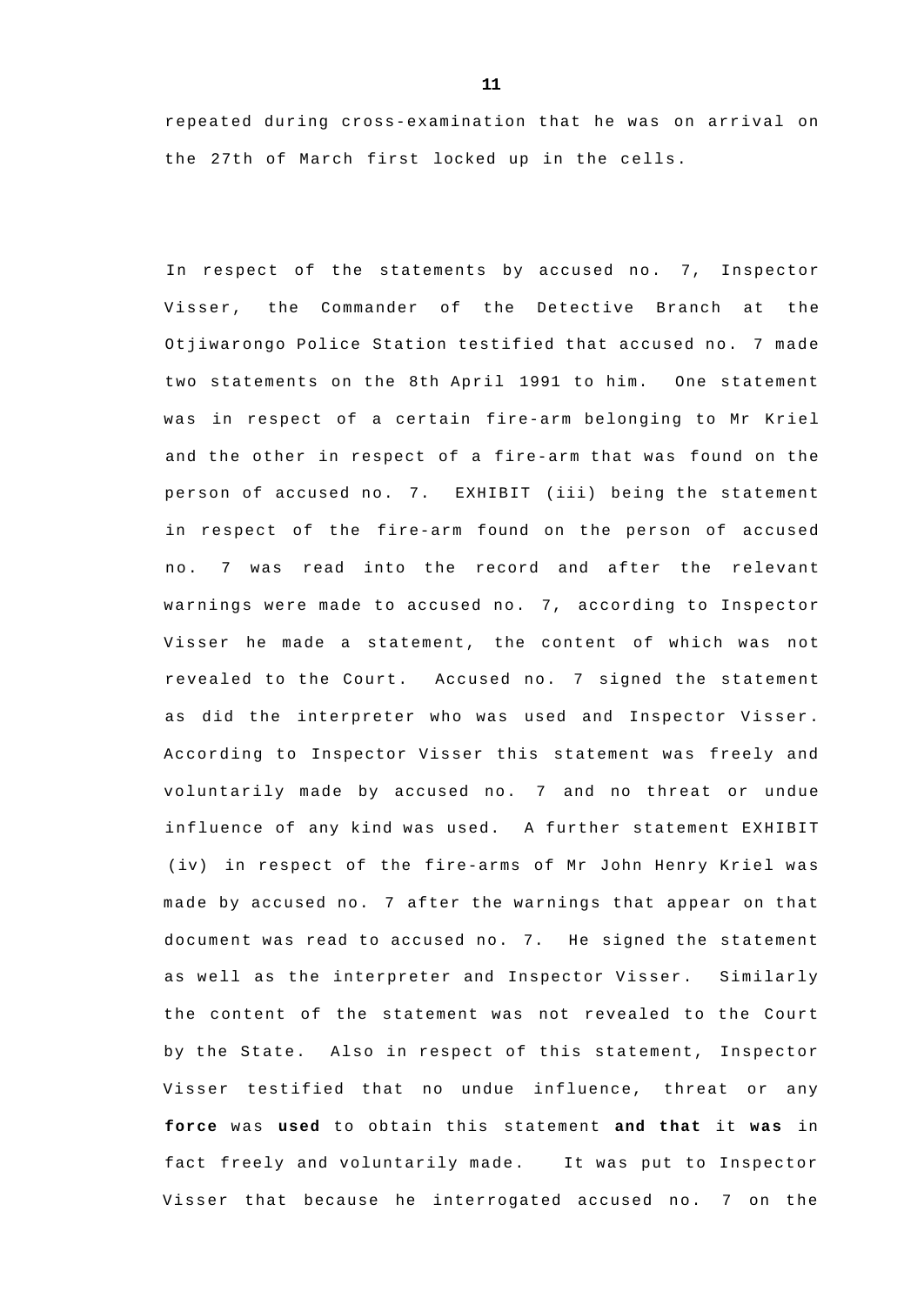repeated during cross-examination that he was on arrival on the 27th of March first locked up in the cells.

In respect of the statements by accused no. 7, Inspector Visser, the Commander of the Detective Branch at the Otjiwarongo Police Station testified that accused no. 7 made two statements on the 8th April 1991 to him. One statement was in respect of a certain fire-arm belonging to Mr Kriel and the other in respect of a fire-arm that was found on the person of accused no. 7. EXHIBIT (iii) being the statement in respect of the fire-arm found on the person of accused no. 7 was read into the record and after the relevant warnings were made to accused no. 7, according to Inspector Visser he made a statement, the content of which was not revealed to the Court. Accused no. 7 signed the statement as did the interpreter who was used and Inspector Visser. According to Inspector Visser this statement was freely and voluntarily made by accused no. 7 and no threat or undue influence of any kind was used. A further statement EXHIBIT (iv) in respect of the fire-arms of Mr John Henry Kriel was made by accused no. 7 after the warnings that appear on that document was read to accused no. 7. He signed the statement as well as the interpreter and Inspector Visser. Similarly the content of the statement was not revealed to the Court by the State. Also in respect of this statement, Inspector Visser testified that no undue influence, threat or any **force** was **used** to obtain this statement **and that** it **was** in fact freely and voluntarily made. It was put to Inspector Visser that because he interrogated accused no. 7 on the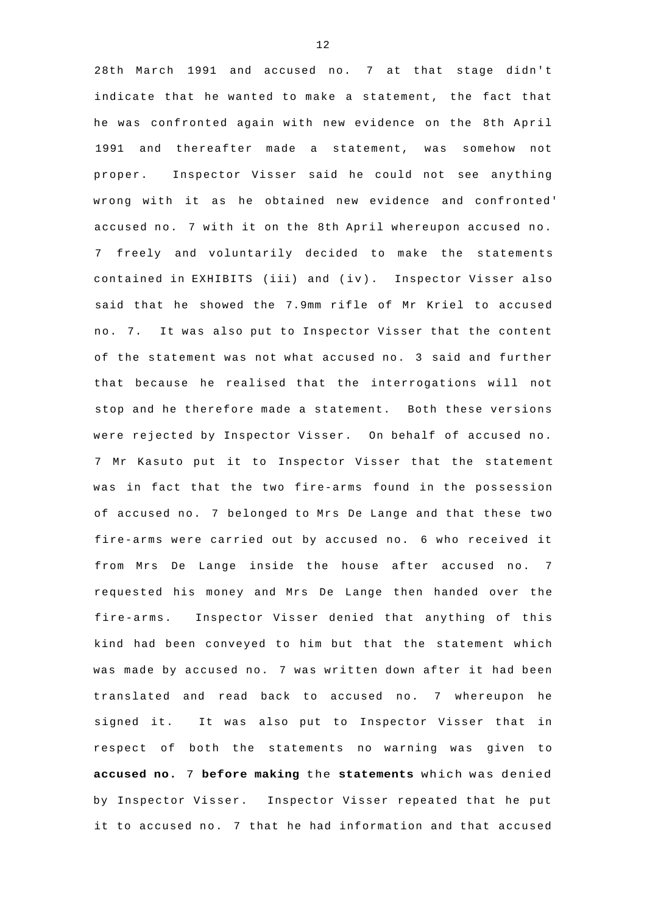28th March 1991 and accused no. 7 at that stage didn't indicate that he wanted to make a statement, the fact that he was confronted again with new evidence on the 8th April 1991 and thereafter made a statement, was somehow not proper. Inspector Visser said he could not see anything wrong with it as he obtained new evidence and confronted' accused no. 7 with it on the 8th April whereupon accused no. 7 freely and voluntarily decided to make the statements contained in EXHIBITS (iii) and (iv). Inspector Visser also said that he showed the 7.9mm rifle of Mr Kriel to accused no. 7. It was also put to Inspector Visser that the content of the statement was not what accused no. 3 said and further that because he realised that the interrogations will not stop and he therefore made a statement. Both these versions were rejected by Inspector Visser. On behalf of accused no. 7 Mr Kasuto put it to Inspector Visser that the statement was in fact that the two fire-arms found in the possession of accused no. 7 belonged to Mrs De Lange and that these two fire-arms were carried out by accused no. 6 who received it from Mrs De Lange inside the house after accused no. 7 requested his money and Mrs De Lange then handed over the fire-arms. Inspector Visser denied that anything of this kind had been conveyed to him but that the statement which was made by accused no. 7 was written down after it had been translated and read back to accused no. 7 whereupon he signed it. It was also put to Inspector Visser that in respect of both the statements no warning was given to **accused no.** 7 **before making** the **statements** which was denied by Inspector Visser. Inspector Visser repeated that he put it to accused no. 7 that he had information and that accused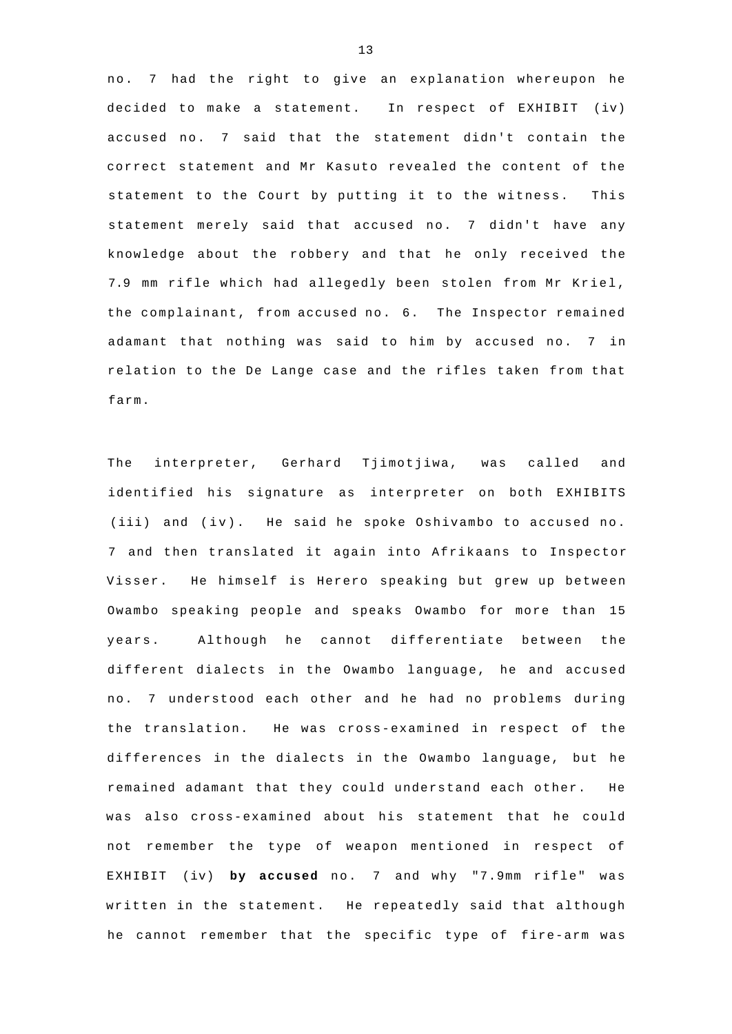no. 7 had the right to give an explanation whereupon he decided to make a statement. In respect of EXHIBIT (iv) accused no. 7 said that the statement didn't contain the correct statement and Mr Kasuto revealed the content of the statement to the Court by putting it to the witness. This statement merely said that accused no. 7 didn't have any knowledge about the robbery and that he only received the 7.9 mm rifle which had allegedly been stolen from Mr Kriel, the complainant, from accused no. 6. The Inspector remained adamant that nothing was said to him by accused no. 7 in relation to the De Lange case and the rifles taken from that farm.

The interpreter, Gerhard Tjimotjiwa, was called and identified his signature as interpreter on both EXHIBITS (iii) and (iv). He said he spoke Oshivambo to accused no. 7 and then translated it again into Afrikaans to Inspector Visser. He himself is Herero speaking but grew up between Owambo speaking people and speaks Owambo for more than 15 years. Although he cannot differentiate between the different dialects in the Owambo language, he and accused no. 7 understood each other and he had no problems during the translation. He was cross-examined in respect of the differences in the dialects in the Owambo language, but he remained adamant that they could understand each other. He was also cross-examined about his statement that he could not remember the type of weapon mentioned in respect of EXHIBIT (iv) **by accused** no. 7 and why "7.9mm rifle" was written in the statement. He repeatedly said that although he cannot remember that the specific type of fire-arm was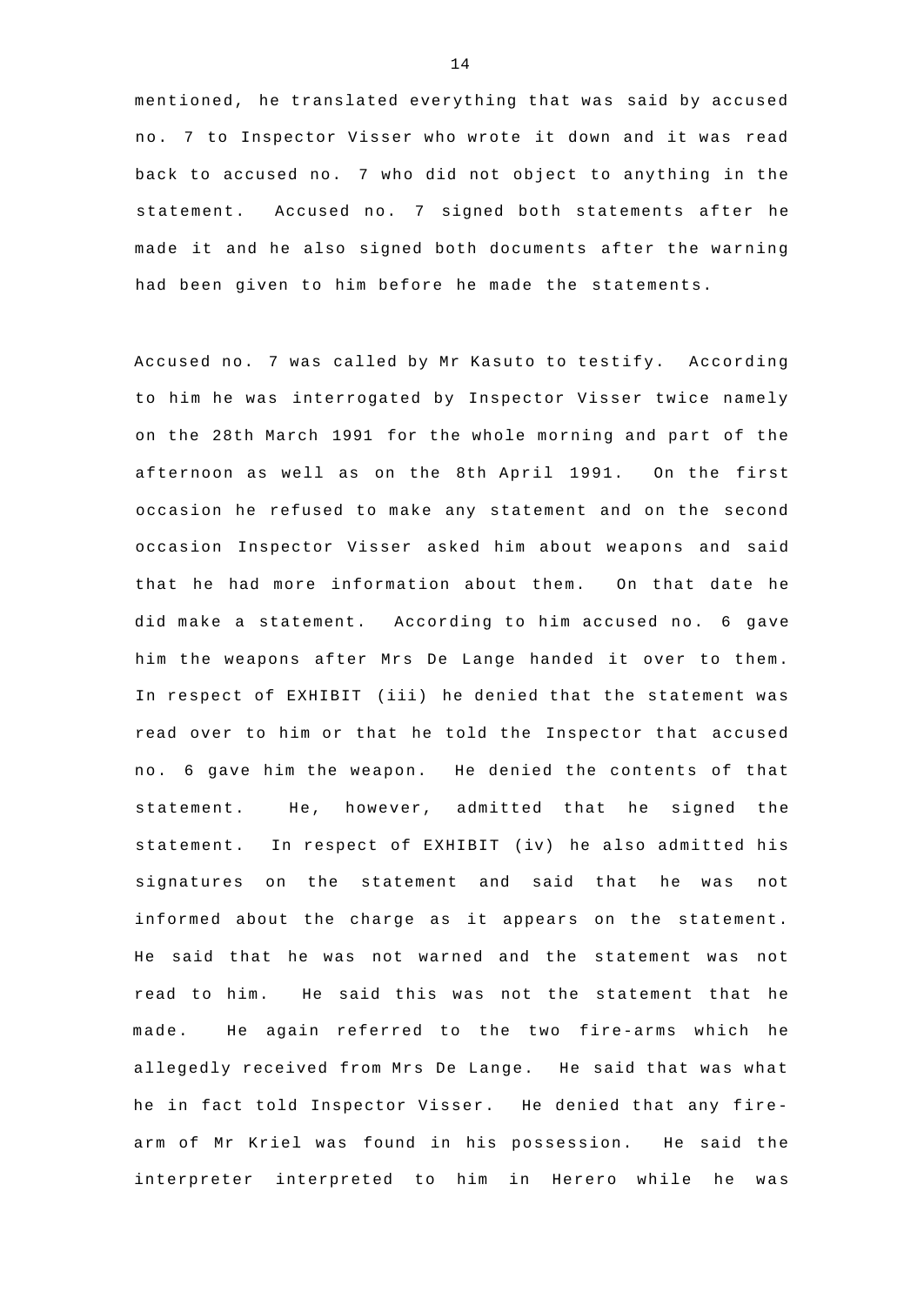mentioned, he translated everything that was said by accused no. 7 to Inspector Visser who wrote it down and it was read back to accused no. 7 who did not object to anything in the statement. Accused no. 7 signed both statements after he made it and he also signed both documents after the warning had been given to him before he made the statements.

Accused no. 7 was called by Mr Kasuto to testify. According to him he was interrogated by Inspector Visser twice namely on the 28th March 1991 for the whole morning and part of the afternoon as well as on the 8th April 1991. On the first occasion he refused to make any statement and on the second occasion Inspector Visser asked him about weapons and said that he had more information about them. On that date he did make a statement. According to him accused no. 6 gave him the weapons after Mrs De Lange handed it over to them. In respect of EXHIBIT (iii) he denied that the statement was read over to him or that he told the Inspector that accused no. 6 gave him the weapon. He denied the contents of that statement. He, however, admitted that he signed the statement. In respect of EXHIBIT (iv) he also admitted his signatures on the statement and said that he was not informed about the charge as it appears on the statement. He said that he was not warned and the statement was not read to him. He said this was not the statement that he made. He again referred to the two fire-arms which he allegedly received from Mrs De Lange. He said that was what he in fact told Inspector Visser. He denied that any fire-arm of Mr Kriel was found in his possession. He said the interpreter interpreted to him in Herero while he was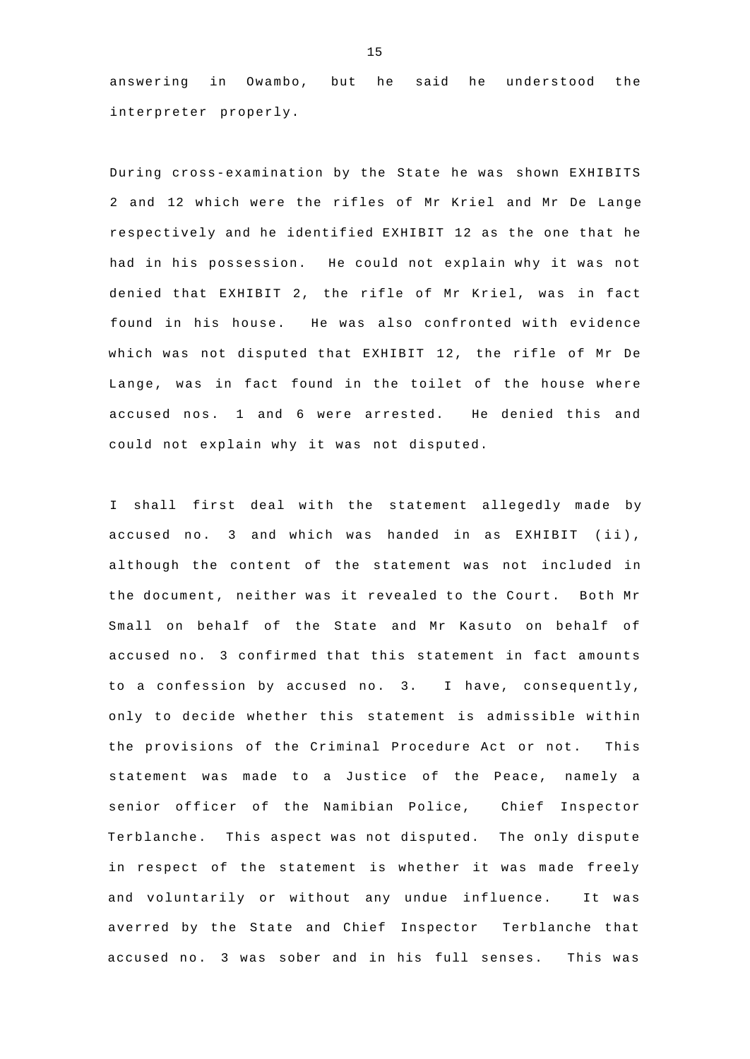answering in Owambo, but he said he understood the interpreter properly.

During cross-examination by the State he was shown EXHIBITS 2 and 12 which were the rifles of Mr Kriel and Mr De Lange respectively and he identified EXHIBIT 12 as the one that he had in his possession. He could not explain why it was not denied that EXHIBIT 2, the rifle of Mr Kriel, was in fact found in his house. He was also confronted with evidence which was not disputed that EXHIBIT 12, the rifle of Mr De Lange, was in fact found in the toilet of the house where accused nos. 1 and 6 were arrested. He denied this and could not explain why it was not disputed.

I shall first deal with the statement allegedly made by accused no. 3 and which was handed in as EXHIBIT (ii), although the content of the statement was not included in the document, neither was it revealed to the Court. Both Mr Small on behalf of the State and Mr Kasuto on behalf of accused no. 3 confirmed that this statement in fact amounts to a confession by accused no. 3. I have, consequently, only to decide whether this statement is admissible within the provisions of the Criminal Procedure Act or not. This statement was made to a Justice of the Peace, namely a senior officer of the Namibian Police, Chief Inspector Terblanche. This aspect was not disputed. The only dispute in respect of the statement is whether it was made freely and voluntarily or without any undue influence. It was averred by the State and Chief Inspector Terblanche that accused no. 3 was sober and in his full senses. This was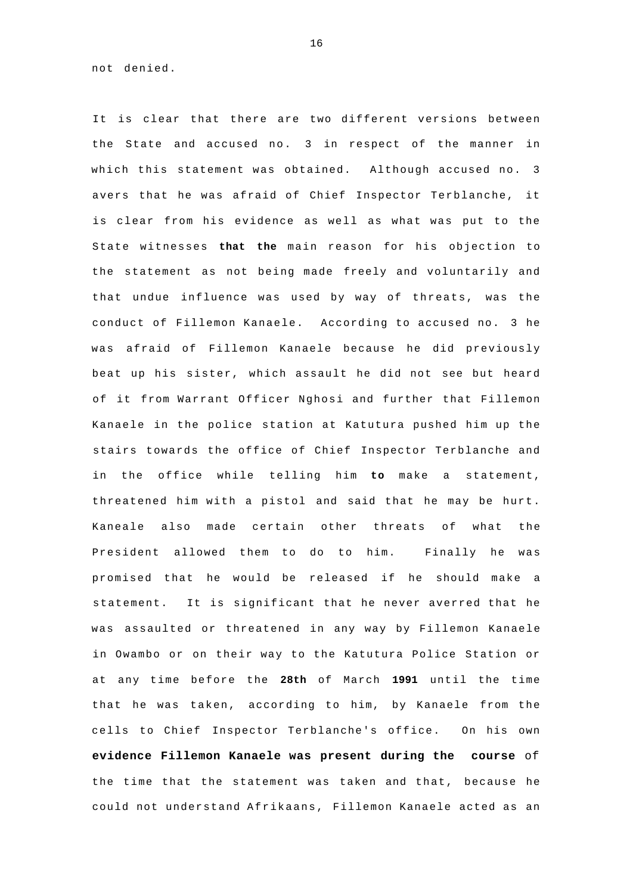not denied.

It is clear that there are two different versions between the State and accused no. 3 in respect of the manner in which this statement was obtained. Although accused no. 3 avers that he was afraid of Chief Inspector Terblanche, it is clear from his evidence as well as what was put to the State witnesses **that the** main reason for his objection to the statement as not being made freely and voluntarily and that undue influence was used by way of threats, was the conduct of Fillemon Kanaele. According to accused no. 3 he was afraid of Fillemon Kanaele because he did previously beat up his sister, which assault he did not see but heard of it from Warrant Officer Nghosi and further that Fillemon Kanaele in the police station at Katutura pushed him up the stairs towards the office of Chief Inspector Terblanche and in the office while telling him **to** make a statement, threatened him with a pistol and said that he may be hurt. Kaneale also made certain other threats of what the President allowed them to do to him. Finally he was promised that he would be released if he should make a statement. It is significant that he never averred that he was assaulted or threatened in any way by Fillemon Kanaele in Owambo or on their way to the Katutura Police Station or at any time before the **28th** of March **1991** until the time that he was taken, according to him, by Kanaele from the cells to Chief Inspector Terblanche's office. On his own **evidence Fillemon Kanaele was present during the course** of the time that the statement was taken and that, because he could not understand Afrikaans, Fillemon Kanaele acted as an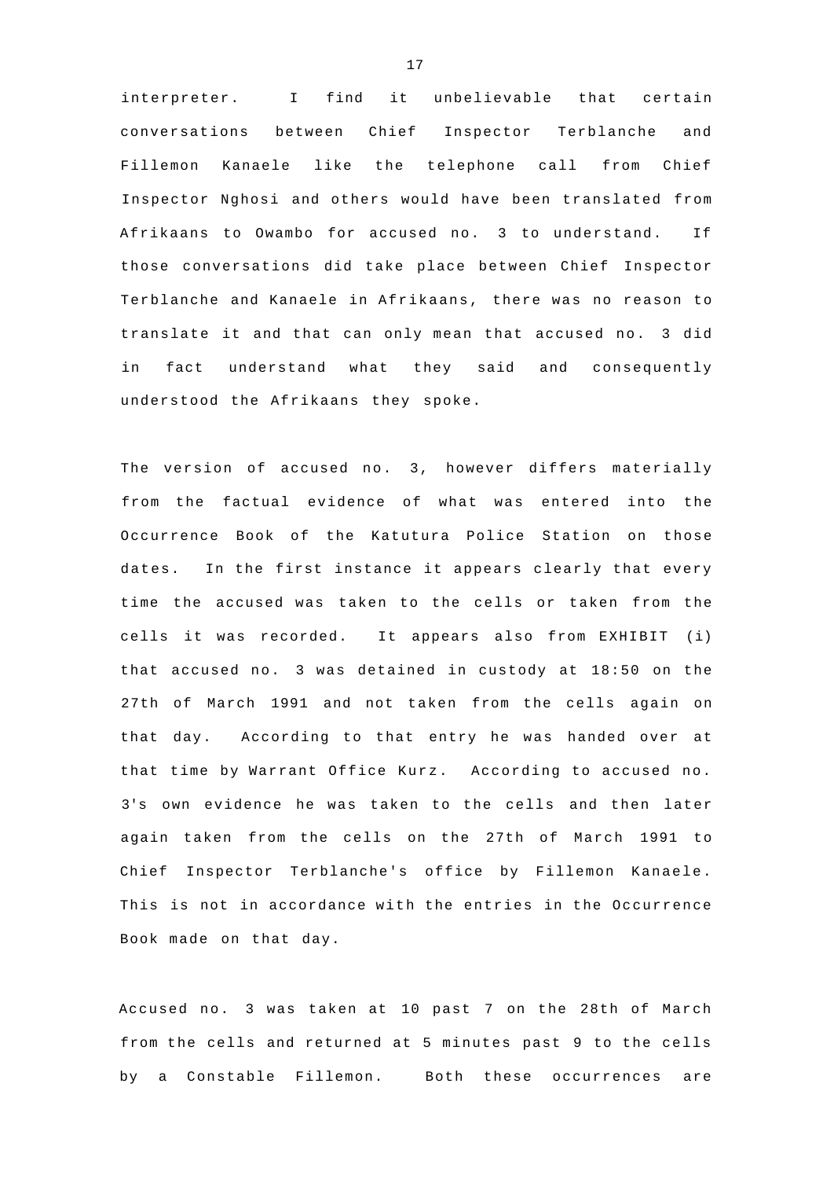interpreter. I find it unbelievable that certain conversations between Chief Inspector Terblanche and Fillemon Kanaele like the telephone call from Chief Inspector Nghosi and others would have been translated from Afrikaans to Owambo for accused no. 3 to understand. If those conversations did take place between Chief Inspector Terblanche and Kanaele in Afrikaans, there was no reason to translate it and that can only mean that accused no. 3 did in fact understand what they said and consequently understood the Afrikaans they spoke.

The version of accused no. 3, however differs materially from the factual evidence of what was entered into the Occurrence Book of the Katutura Police Station on those dates. In the first instance it appears clearly that every time the accused was taken to the cells or taken from the cells it was recorded. It appears also from EXHIBIT (i) that accused no. 3 was detained in custody at 18:50 on the 27th of March 1991 and not taken from the cells again on that day. According to that entry he was handed over at that time by Warrant Office Kurz. According to accused no. 3's own evidence he was taken to the cells and then later again taken from the cells on the 27th of March 1991 to Chief Inspector Terblanche's office by Fillemon Kanaele. This is not in accordance with the entries in the Occurrence Book made on that day.

Accused no. 3 was taken at 10 past 7 on the 28th of March from the cells and returned at 5 minutes past 9 to the cells by a Constable Fillemon. Both these occurrences are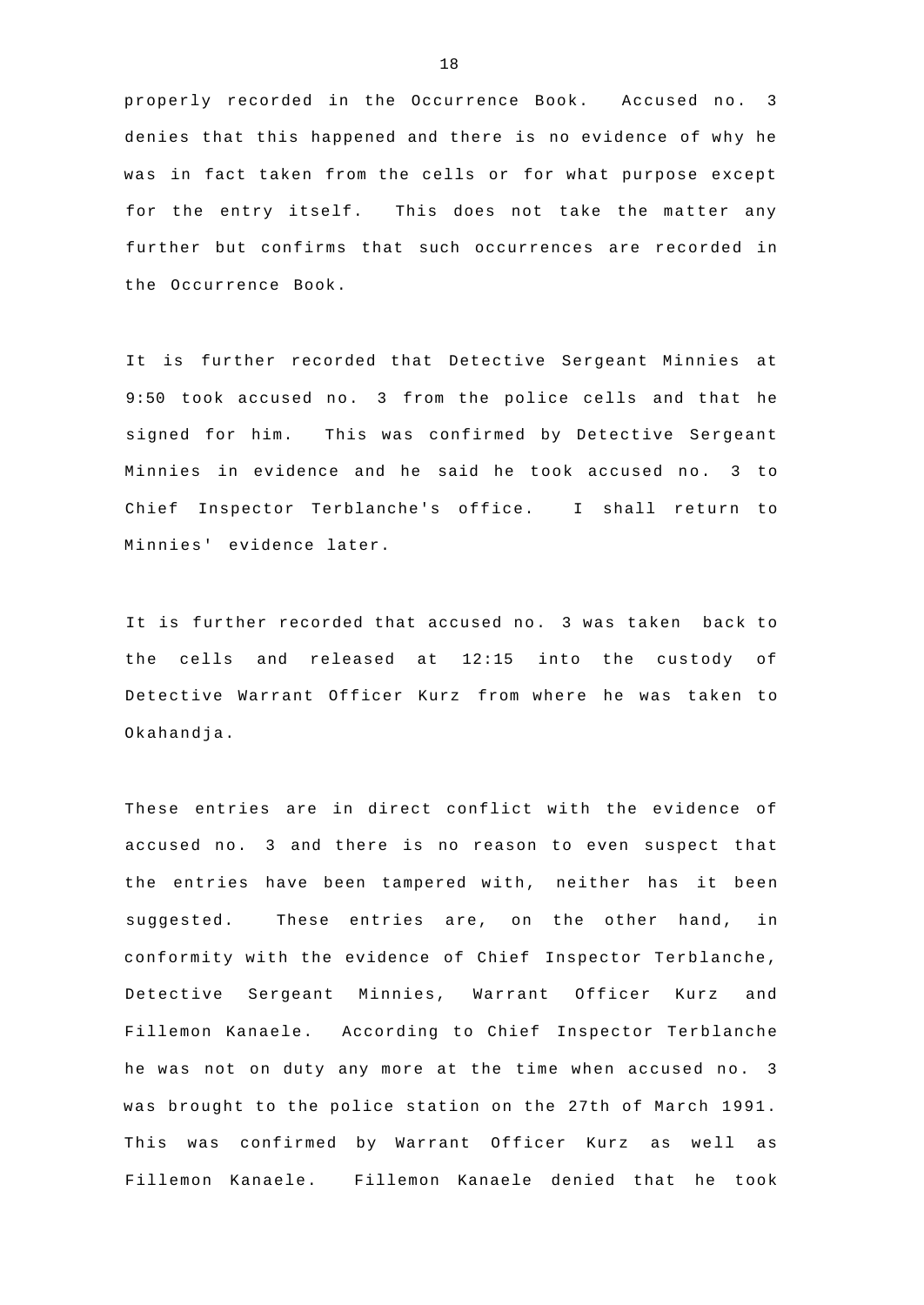properly recorded in the Occurrence Book. Accused no. 3 denies that this happened and there is no evidence of why he was in fact taken from the cells or for what purpose except for the entry itself. This does not take the matter any further but confirms that such occurrences are recorded in the Occurrence Book.

It is further recorded that Detective Sergeant Minnies at 9:50 took accused no. 3 from the police cells and that he signed for him. This was confirmed by Detective Sergeant Minnies in evidence and he said he took accused no. 3 to Chief Inspector Terblanche's office. I shall return to Minnies' evidence later.

It is further recorded that accused no. 3 was taken back to the cells and released at 12:15 into the custody of Detective Warrant Officer Kurz from where he was taken to Okahandja.

These entries are in direct conflict with the evidence of accused no. 3 and there is no reason to even suspect that the entries have been tampered with, neither has it been suggested. These entries are, on the other hand, in conformity with the evidence of Chief Inspector Terblanche, Detective Sergeant Minnies, Warrant Officer Kurz and Fillemon Kanaele. According to Chief Inspector Terblanche he was not on duty any more at the time when accused no. 3 was brought to the police station on the 27th of March 1991. This was confirmed by Warrant Officer Kurz as well as Fillemon Kanaele. Fillemon Kanaele denied that he took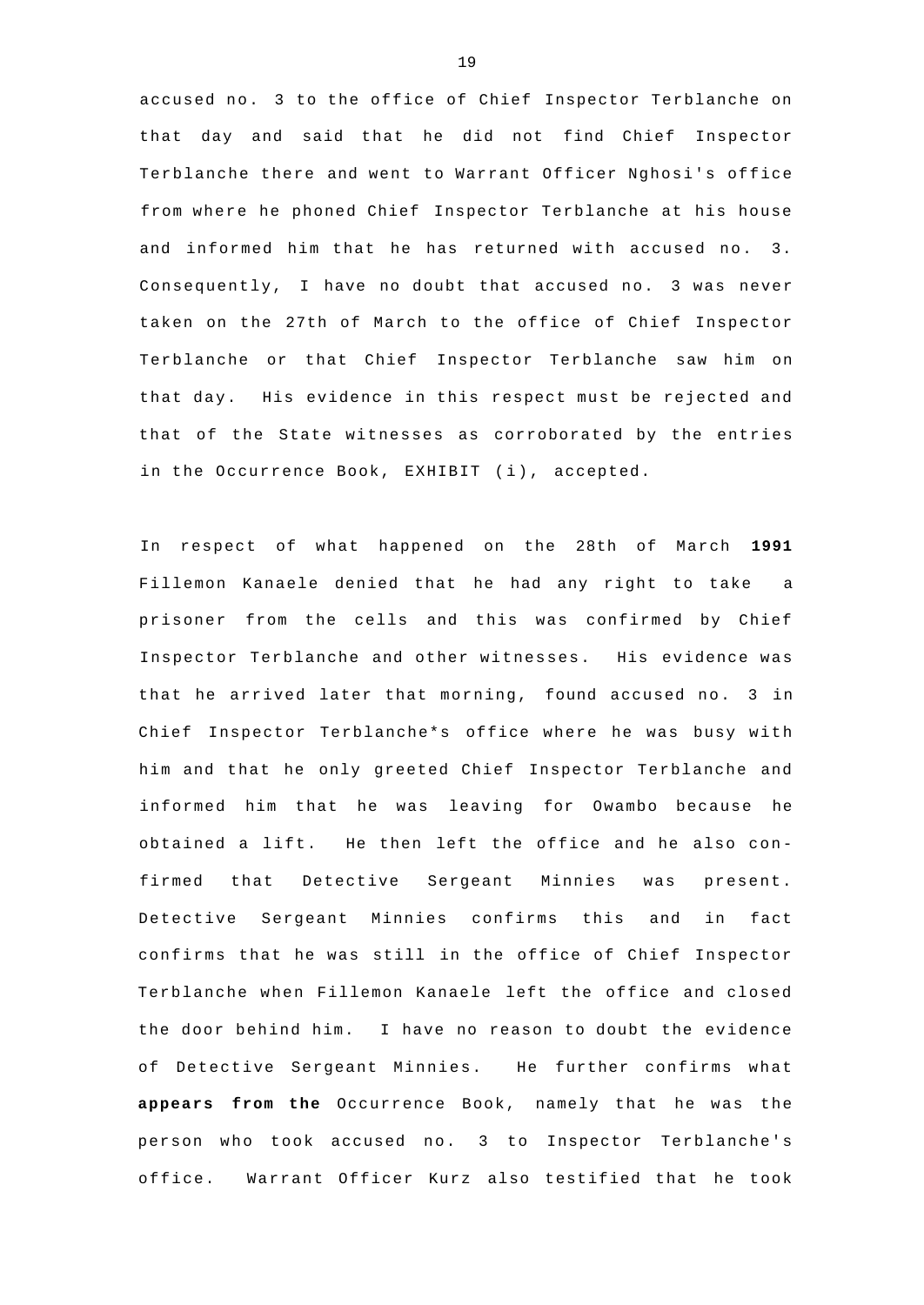accused no. 3 to the office of Chief Inspector Terblanche on that day and said that he did not find Chief Inspector Terblanche there and went to Warrant Officer Nghosi's office from where he phoned Chief Inspector Terblanche at his house and informed him that he has returned with accused no. 3. Consequently, I have no doubt that accused no. 3 was never taken on the 27th of March to the office of Chief Inspector Terblanche or that Chief Inspector Terblanche saw him on that day. His evidence in this respect must be rejected and that of the State witnesses as corroborated by the entries in the Occurrence Book, EXHIBIT (i), accepted.

In respect of what happened on the 28th of March **1991** Fillemon Kanaele denied that he had any right to take a prisoner from the cells and this was confirmed by Chief Inspector Terblanche and other witnesses. His evidence was that he arrived later that morning, found accused no. 3 in Chief Inspector Terblanche*s office where he was busy with him and that he only greeted Chief Inspector Terblanche and informed him that he was leaving for Owambo because he obtained a lift. He then left the office and he also confirmed that Detective Sergeant Minnies was present. Detective Sergeant Minnies confirms this and in fact confirms that he was still in the office of Chief Inspector Terblanche when Fillemon Kanaele left the office and closed the door behind him. I have no reason to doubt the evidence of Detective Sergeant Minnies. He further confirms what **appears from the** Occurrence Book, namely that he was the person who took accused no. 3 to Inspector Terblanche's office. Warrant Officer Kurz also testified that he took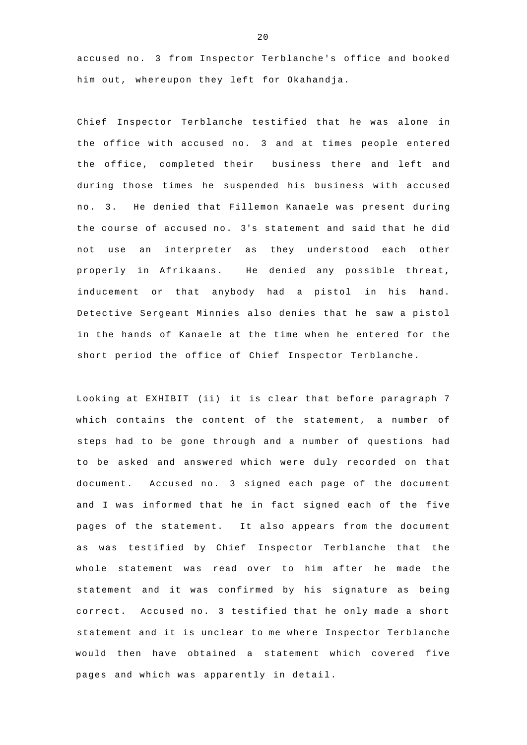accused no. 3 from Inspector Terblanche's office and booked him out, whereupon they left for Okahandja.

Chief Inspector Terblanche testified that he was alone in the office with accused no. 3 and at times people entered the office, completed their business there and left and during those times he suspended his business with accused no. 3. He denied that Fillemon Kanaele was present during the course of accused no. 3's statement and said that he did not use an interpreter as they understood each other properly in Afrikaans. He denied any possible threat, inducement or that anybody had a pistol in his hand. Detective Sergeant Minnies also denies that he saw a pistol in the hands of Kanaele at the time when he entered for the short period the office of Chief Inspector Terblanche.

Looking at EXHIBIT (ii) it is clear that before paragraph 7 which contains the content of the statement, a number of steps had to be gone through and a number of questions had to be asked and answered which were duly recorded on that document. Accused no. 3 signed each page of the document and I was informed that he in fact signed each of the five pages of the statement. It also appears from the document as was testified by Chief Inspector Terblanche that the whole statement was read over to him after he made the statement and it was confirmed by his signature as being correct. Accused no. 3 testified that he only made a short statement and it is unclear to me where Inspector Terblanche would then have obtained a statement which covered five pages and which was apparently in detail.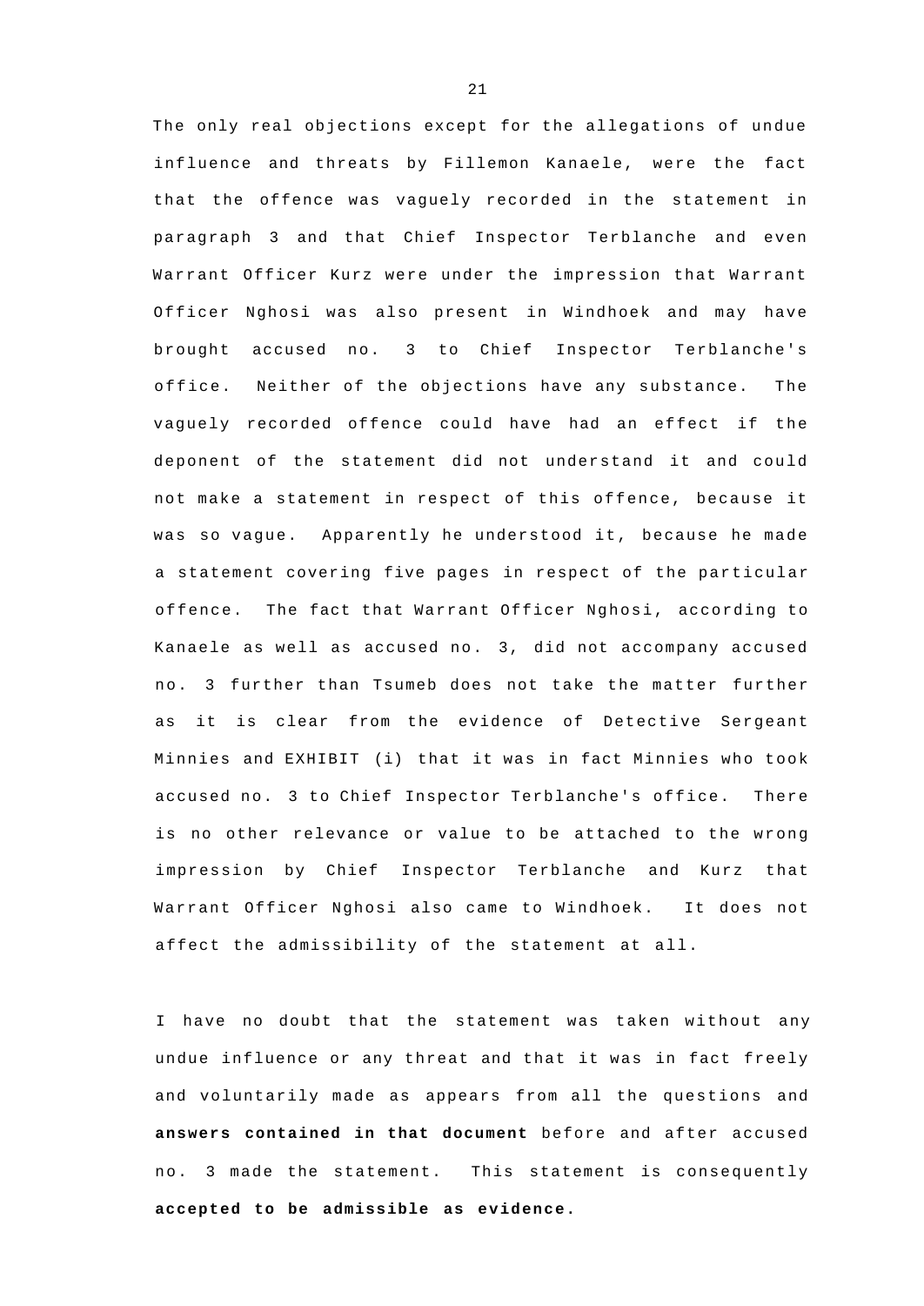The only real objections except for the allegations of undue influence and threats by Fillemon Kanaele, were the fact that the offence was vaguely recorded in the statement in paragraph 3 and that Chief Inspector Terblanche and even Warrant Officer Kurz were under the impression that Warrant Officer Nghosi was also present in Windhoek and may have brought accused no. 3 to Chief Inspector Terblanche's office. Neither of the objections have any substance. The vaguely recorded offence could have had an effect if the deponent of the statement did not understand it and could not make a statement in respect of this offence, because it was so vague. Apparently he understood it, because he made a statement covering five pages in respect of the particular offence. The fact that Warrant Officer Nghosi, according to Kanaele as well as accused no. 3, did not accompany accused no. 3 further than Tsumeb does not take the matter further as it is clear from the evidence of Detective Sergeant Minnies and EXHIBIT (i) that it was in fact Minnies who took accused no. 3 to Chief Inspector Terblanche's office. There is no other relevance or value to be attached to the wrong impression by Chief Inspector Terblanche and Kurz that Warrant Officer Nghosi also came to Windhoek. It does not affect the admissibility of the statement at all.

I have no doubt that the statement was taken without any undue influence or any threat and that it was in fact freely and voluntarily made as appears from all the questions and **answers contained in that document** before and after accused no. 3 made the statement. This statement is consequently **accepted to be admissible as evidence.**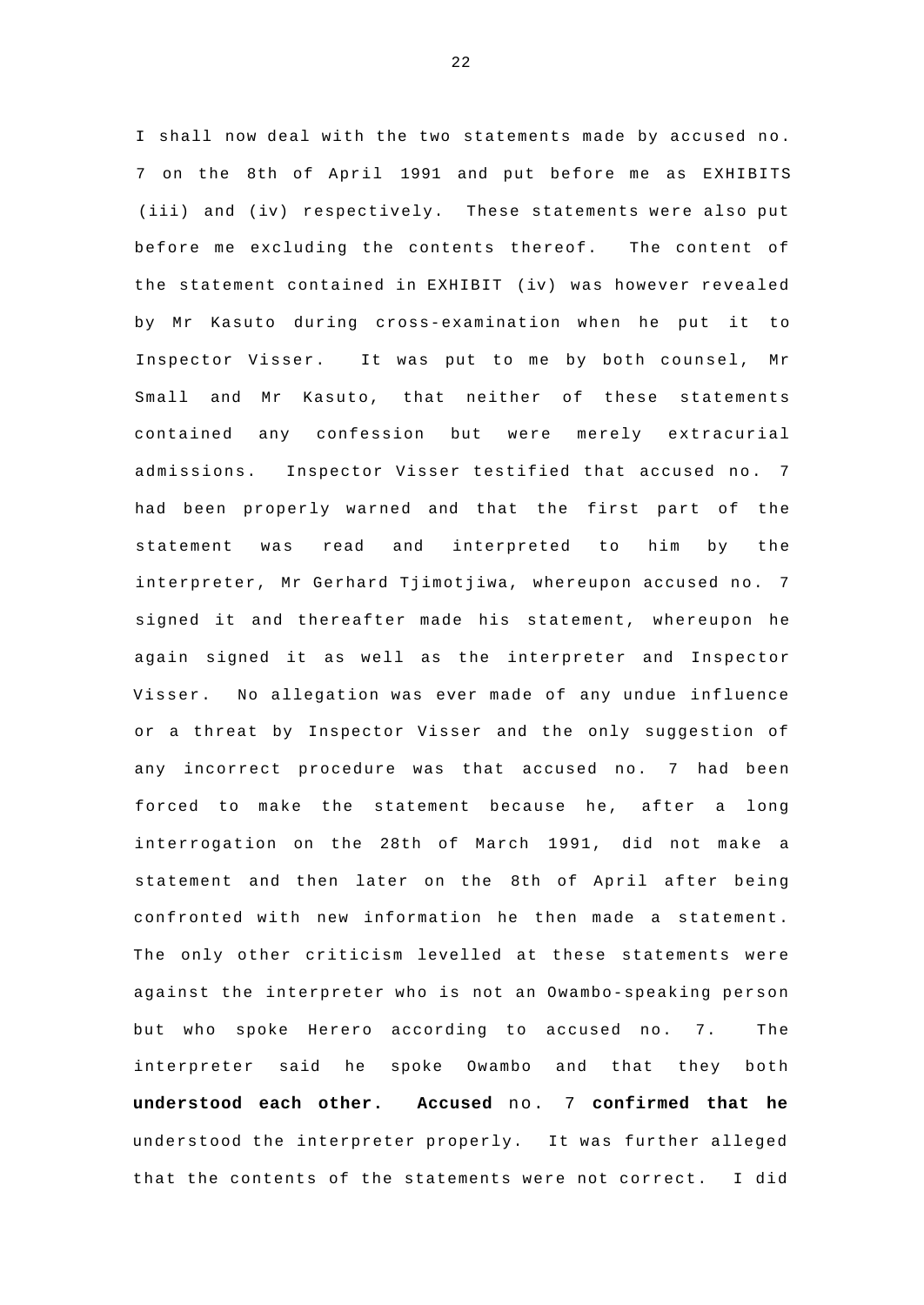I shall now deal with the two statements made by accused no. 7 on the 8th of April 1991 and put before me as EXHIBITS (iii) and (iv) respectively. These statements were also put before me excluding the contents thereof. The content of the statement contained in EXHIBIT (iv) was however revealed by Mr Kasuto during cross-examination when he put it to Inspector Visser. It was put to me by both counsel, Mr Small and Mr Kasuto, that neither of these statements contained any confession but were merely extracurial admissions. Inspector Visser testified that accused no. 7 had been properly warned and that the first part of the statement was read and interpreted to him by the interpreter, Mr Gerhard Tjimotjiwa, whereupon accused no. 7 signed it and thereafter made his statement, whereupon he again signed it as well as the interpreter and Inspector Visser. No allegation was ever made of any undue influence or a threat by Inspector Visser and the only suggestion of any incorrect procedure was that accused no. 7 had been forced to make the statement because he, after a long interrogation on the 28th of March 1991, did not make a statement and then later on the 8th of April after being confronted with new information he then made a statement. The only other criticism levelled at these statements were against the interpreter who is not an Owambo-speaking person but who spoke Herero according to accused no. 7. The interpreter said he spoke Owambo and that they both **understood each other. Accused** no. 7 **confirmed that he** understood the interpreter properly. It was further alleged that the contents of the statements were not correct. I did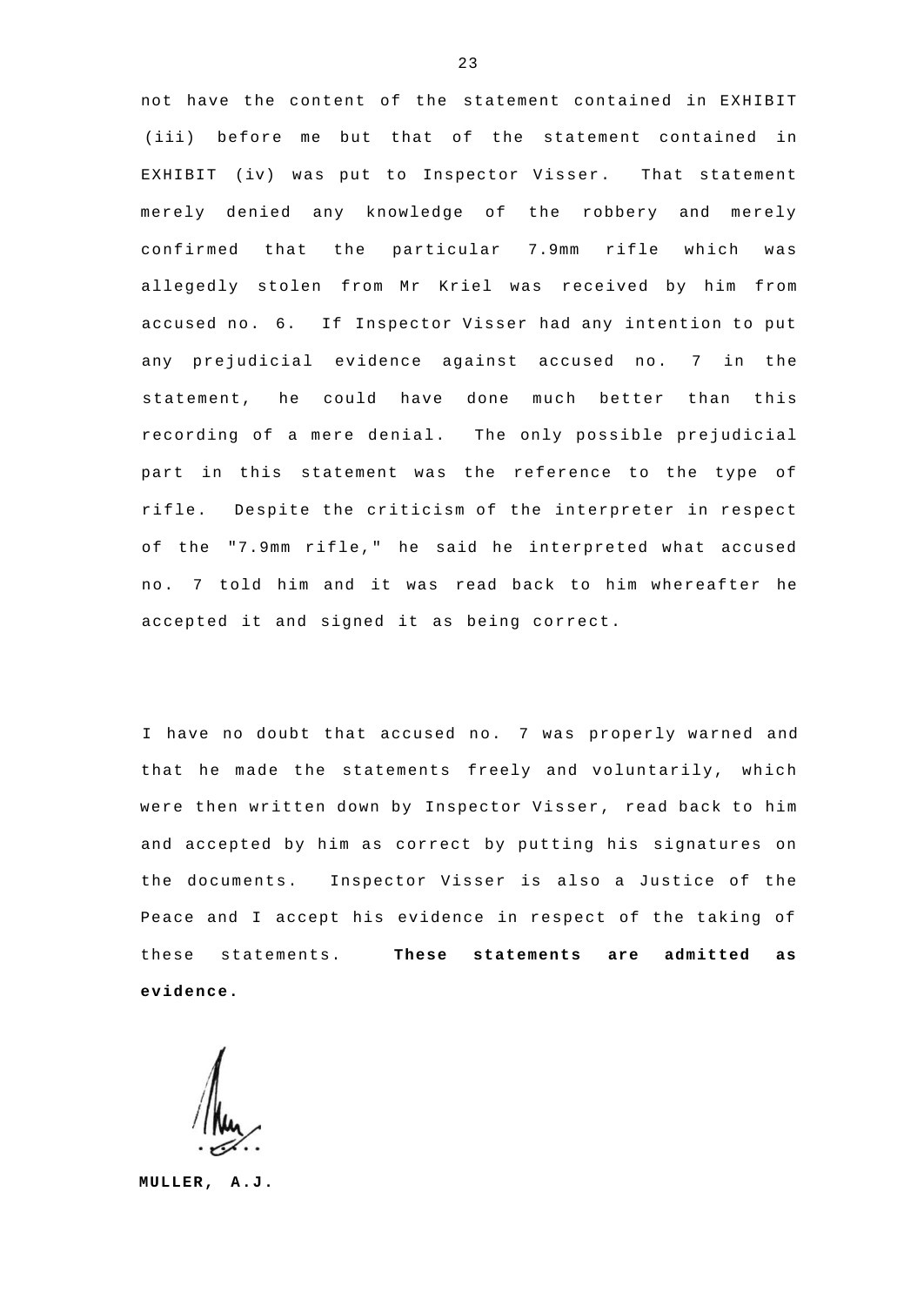not have the content of the statement contained in EXHIBIT (iii) before me but that of the statement contained in EXHIBIT (iv) was put to Inspector Visser. That statement merely denied any knowledge of the robbery and merely confirmed that the particular 7.9mm rifle which was allegedly stolen from Mr Kriel was received by him from accused no. 6. If Inspector Visser had any intention to put any prejudicial evidence against accused no. 7 in the statement, he could have done much better than this recording of a mere denial. The only possible prejudicial part in this statement was the reference to the type of rifle. Despite the criticism of the interpreter in respect of the "7.9mm rifle," he said he interpreted what accused no. 7 told him and it was read back to him whereafter he accepted it and signed it as being correct.

I have no doubt that accused no. 7 was properly warned and that he made the statements freely and voluntarily, which were then written down by Inspector Visser, read back to him and accepted by him as correct by putting his signatures on the documents. Inspector Visser is also a Justice of the Peace and I accept his evidence in respect of the taking of these statements. **These statements are admitted as evidence.**

**MULLER, A.J.**